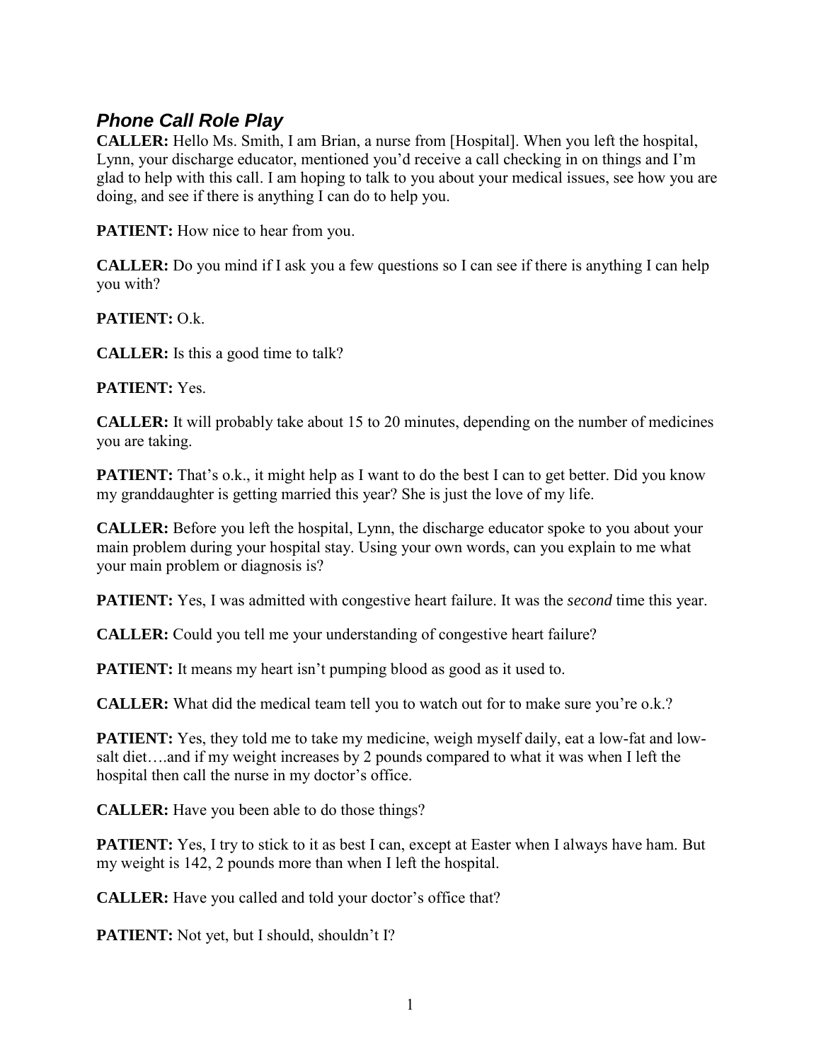## *Phone Call Role Play*

**CALLER:** Hello Ms. Smith, I am Brian, a nurse from [Hospital]. When you left the hospital, Lynn, your discharge educator, mentioned you'd receive a call checking in on things and I'm glad to help with this call. I am hoping to talk to you about your medical issues, see how you are doing, and see if there is anything I can do to help you.

**PATIENT:** How nice to hear from you.

**CALLER:** Do you mind if I ask you a few questions so I can see if there is anything I can help you with?

**PATIENT:** O.k.

**CALLER:** Is this a good time to talk?

**PATIENT:** Yes.

**CALLER:** It will probably take about 15 to 20 minutes, depending on the number of medicines you are taking.

**PATIENT:** That's o.k., it might help as I want to do the best I can to get better. Did you know my granddaughter is getting married this year? She is just the love of my life.

**CALLER:** Before you left the hospital, Lynn, the discharge educator spoke to you about your main problem during your hospital stay. Using your own words, can you explain to me what your main problem or diagnosis is?

**PATIENT:** Yes, I was admitted with congestive heart failure. It was the *second* time this year.

**CALLER:** Could you tell me your understanding of congestive heart failure?

**PATIENT:** It means my heart isn't pumping blood as good as it used to.

**CALLER:** What did the medical team tell you to watch out for to make sure you're o.k.?

**PATIENT:** Yes, they told me to take my medicine, weigh myself daily, eat a low-fat and low-salt diet….and if my weight increases by 2 pounds compared to what it was when I left the hospital then call the nurse in my doctor's office.

**CALLER:** Have you been able to do those things?

**PATIENT:** Yes, I try to stick to it as best I can, except at Easter when I always have ham. But my weight is 142, 2 pounds more than when I left the hospital.

**CALLER:** Have you called and told your doctor's office that?

**PATIENT:** Not yet, but I should, shouldn't I?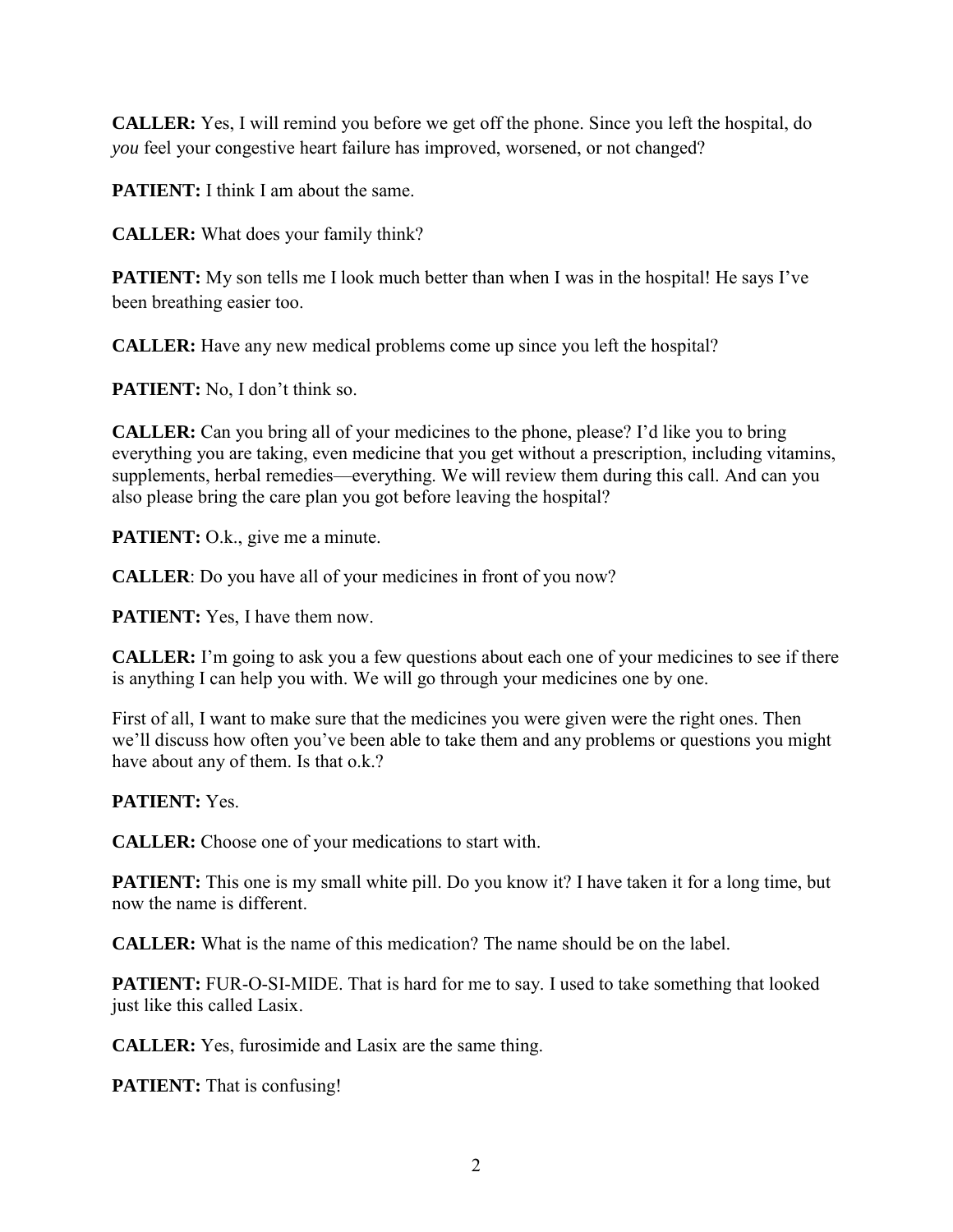**CALLER:** Yes, I will remind you before we get off the phone. Since you left the hospital, do *you* feel your congestive heart failure has improved, worsened, or not changed?

**PATIENT:** I think I am about the same.

**CALLER:** What does your family think?

**PATIENT:** My son tells me I look much better than when I was in the hospital! He says I've been breathing easier too.

**CALLER:** Have any new medical problems come up since you left the hospital?

**PATIENT:** No, I don't think so.

**CALLER:** Can you bring all of your medicines to the phone, please? I'd like you to bring everything you are taking, even medicine that you get without a prescription, including vitamins, supplements, herbal remedies—everything. We will review them during this call. And can you also please bring the care plan you got before leaving the hospital?

**PATIENT:** O.k., give me a minute.

**CALLER**: Do you have all of your medicines in front of you now?

**PATIENT:** Yes, I have them now.

**CALLER:** I'm going to ask you a few questions about each one of your medicines to see if there is anything I can help you with. We will go through your medicines one by one.

First of all, I want to make sure that the medicines you were given were the right ones. Then we'll discuss how often you've been able to take them and any problems or questions you might have about any of them. Is that o.k.?

**PATIENT:** Yes.

**CALLER:** Choose one of your medications to start with.

**PATIENT:** This one is my small white pill. Do you know it? I have taken it for a long time, but now the name is different.

**CALLER:** What is the name of this medication? The name should be on the label.

**PATIENT:** FUR-O-SI-MIDE. That is hard for me to say. I used to take something that looked just like this called Lasix.

**CALLER:** Yes, furosimide and Lasix are the same thing.

**PATIENT:** That is confusing!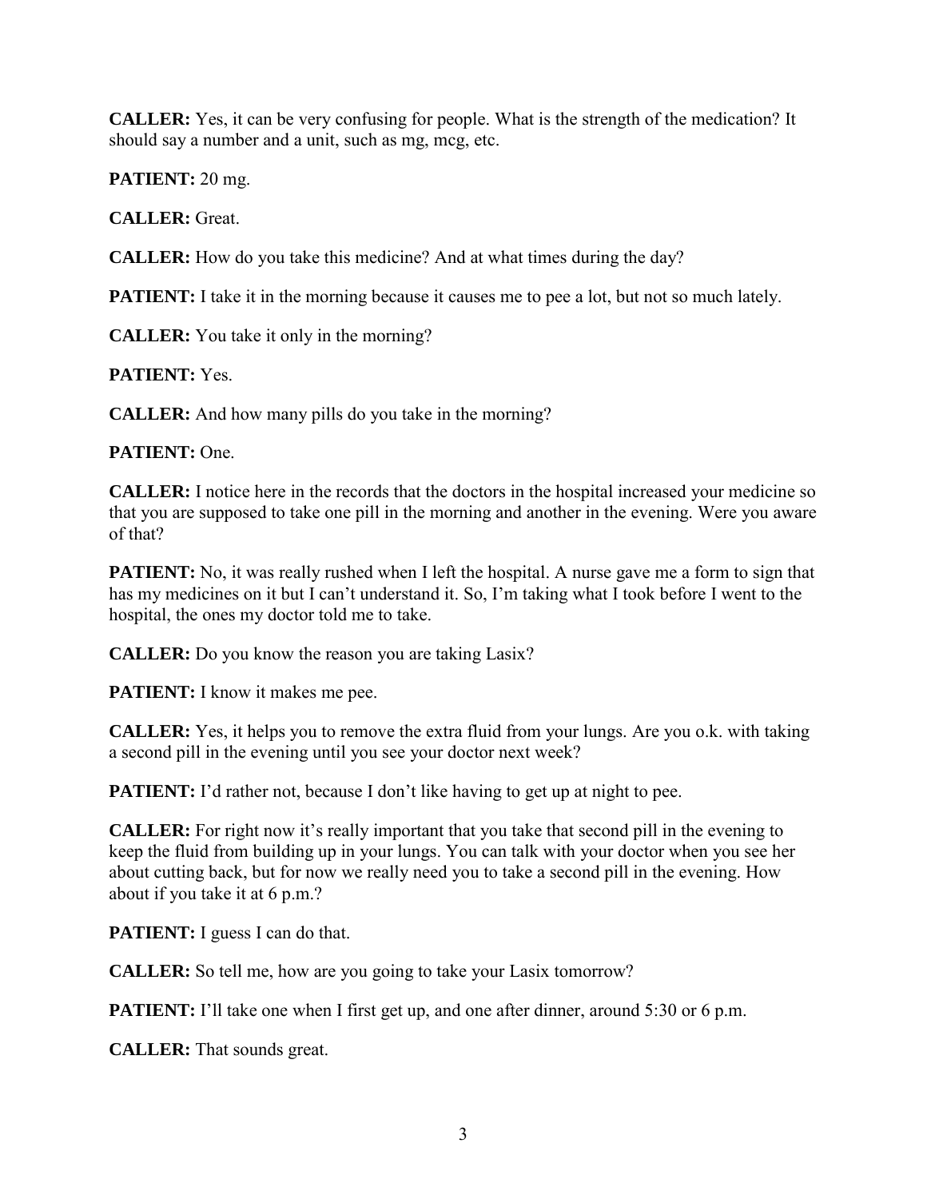**CALLER:** Yes, it can be very confusing for people. What is the strength of the medication? It should say a number and a unit, such as mg, mcg, etc.

**PATIENT:** 20 mg.

**CALLER:** Great.

**CALLER:** How do you take this medicine? And at what times during the day?

**PATIENT:** I take it in the morning because it causes me to pee a lot, but not so much lately.

**CALLER:** You take it only in the morning?

**PATIENT:** Yes.

**CALLER:** And how many pills do you take in the morning?

**PATIENT:** One.

**CALLER:** I notice here in the records that the doctors in the hospital increased your medicine so that you are supposed to take one pill in the morning and another in the evening. Were you aware of that?

**PATIENT:** No, it was really rushed when I left the hospital. A nurse gave me a form to sign that has my medicines on it but I can't understand it. So, I'm taking what I took before I went to the hospital, the ones my doctor told me to take.

**CALLER:** Do you know the reason you are taking Lasix?

**PATIENT:** I know it makes me pee.

**CALLER:** Yes, it helps you to remove the extra fluid from your lungs. Are you o.k. with taking a second pill in the evening until you see your doctor next week?

**PATIENT:** I'd rather not, because I don't like having to get up at night to pee.

**CALLER:** For right now it's really important that you take that second pill in the evening to keep the fluid from building up in your lungs. You can talk with your doctor when you see her about cutting back, but for now we really need you to take a second pill in the evening. How about if you take it at 6 p.m.?

**PATIENT:** I guess I can do that.

**CALLER:** So tell me, how are you going to take your Lasix tomorrow?

**PATIENT:** I'll take one when I first get up, and one after dinner, around 5:30 or 6 p.m.

**CALLER:** That sounds great.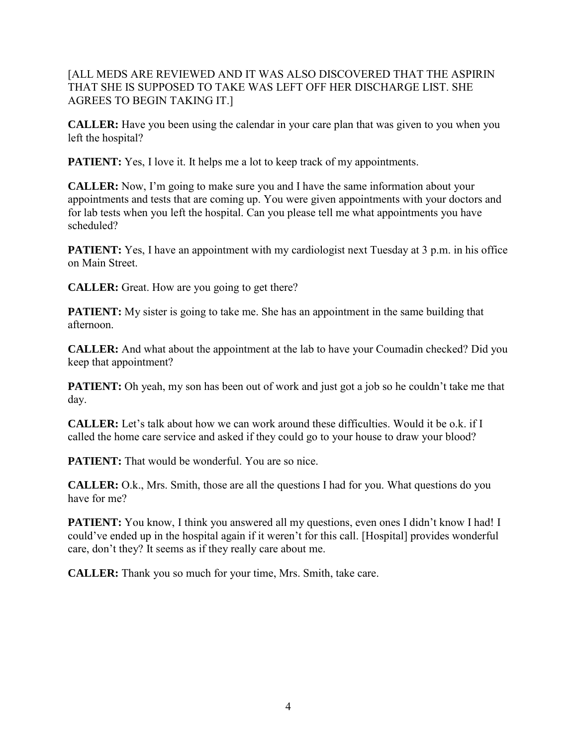[ALL MEDS ARE REVIEWED AND IT WAS ALSO DISCOVERED THAT THE ASPIRIN THAT SHE IS SUPPOSED TO TAKE WAS LEFT OFF HER DISCHARGE LIST. SHE AGREES TO BEGIN TAKING IT.]

**CALLER:** Have you been using the calendar in your care plan that was given to you when you left the hospital?

**PATIENT:** Yes, I love it. It helps me a lot to keep track of my appointments.

**CALLER:** Now, I'm going to make sure you and I have the same information about your appointments and tests that are coming up. You were given appointments with your doctors and for lab tests when you left the hospital. Can you please tell me what appointments you have scheduled?

**PATIENT:** Yes, I have an appointment with my cardiologist next Tuesday at 3 p.m. in his office on Main Street.

**CALLER:** Great. How are you going to get there?

**PATIENT:** My sister is going to take me. She has an appointment in the same building that afternoon.

**CALLER:** And what about the appointment at the lab to have your Coumadin checked? Did you keep that appointment?

**PATIENT:** Oh yeah, my son has been out of work and just got a job so he couldn't take me that day.

**CALLER:** Let's talk about how we can work around these difficulties. Would it be o.k. if I called the home care service and asked if they could go to your house to draw your blood?

**PATIENT:** That would be wonderful. You are so nice.

**CALLER:** O.k., Mrs. Smith, those are all the questions I had for you. What questions do you have for me?

**PATIENT:** You know, I think you answered all my questions, even ones I didn't know I had! I could've ended up in the hospital again if it weren't for this call. [Hospital] provides wonderful care, don't they? It seems as if they really care about me.

**CALLER:** Thank you so much for your time, Mrs. Smith, take care.